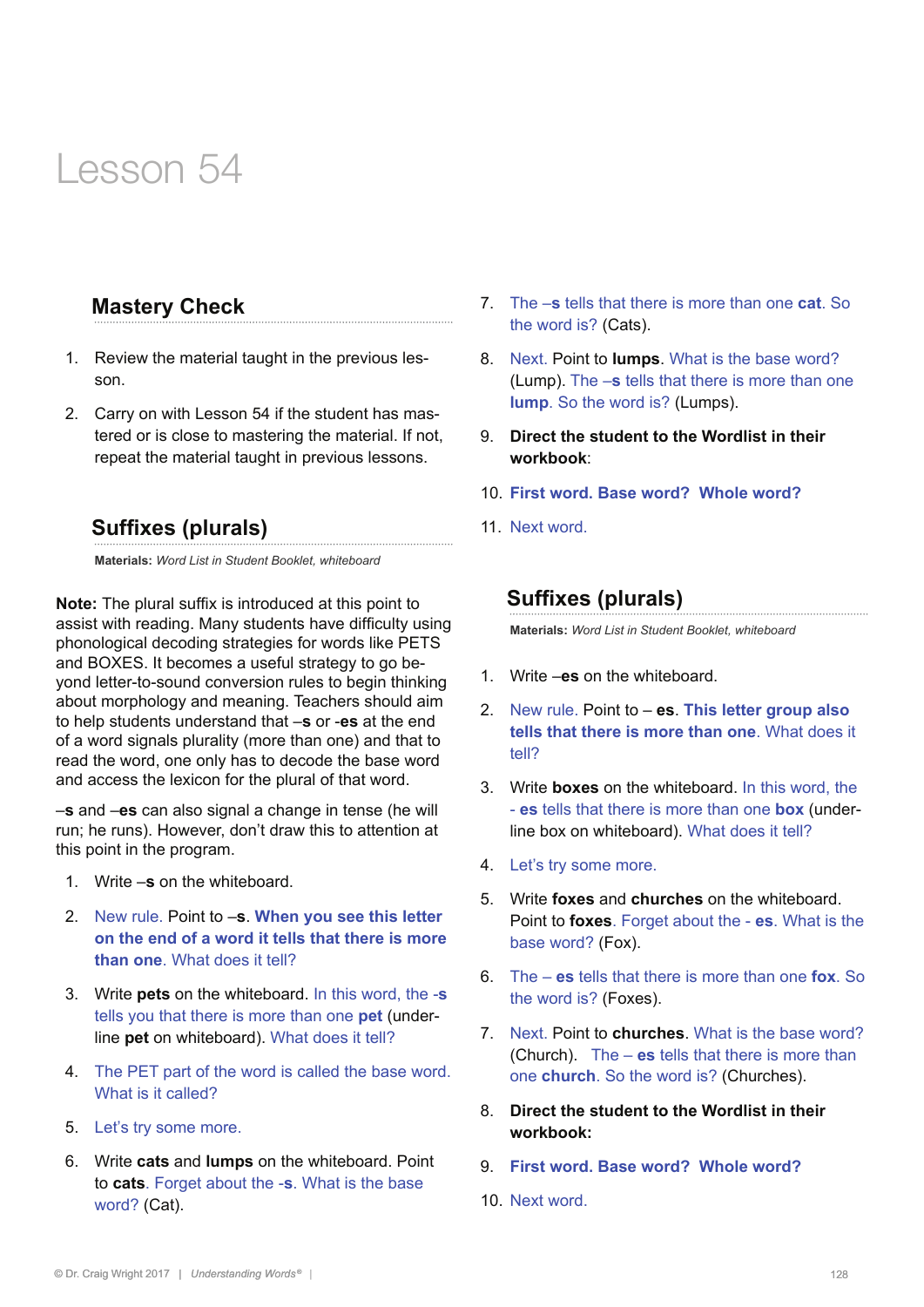# Lesson 54

## Mastery Check

1. Review the material taught in the previous lesson.
2. Carry on with Lesson 54 if the student has mastered or is close to mastering the material. If not, repeat the material taught in previous lessons.

## Suffixes (plurals)

**Materials:** *Word List in Student Booklet, whiteboard*

**Note:** The plural suffix is introduced at this point to assist with reading. Many students have difficulty using phonological decoding strategies for words like PETS and BOXES. It becomes a useful strategy to go beyond letter-to-sound conversion rules to begin thinking about morphology and meaning. Teachers should aim to help students understand that –**s** or -**es** at the end of a word signals plurality (more than one) and that to read the word, one only has to decode the base word and access the lexicon for the plural of that word.

–**s** and –**es** can also signal a change in tense (he will run; he runs). However, don't draw this to attention at this point in the program.

1. Write –**s** on the whiteboard.
2. New rule. Point to –**s**. **When you see this letter on the end of a word it tells that there is more than one**. What does it tell?
3. Write **pets** on the whiteboard. In this word, the -**s** tells you that there is more than one **pet** (underline **pet** on whiteboard). What does it tell?
4. The PET part of the word is called the base word. What is it called?
5. Let's try some more.
6. Write **cats** and **lumps** on the whiteboard. Point to **cats**. Forget about the -**s**. What is the base word? (Cat).
7. The –**s** tells that there is more than one **cat**. So the word is? (Cats).
8. Next. Point to **lumps**. What is the base word? (Lump). The –**s** tells that there is more than one **lump**. So the word is? (Lumps).
9. **Direct the student to the Wordlist in their workbook**:
10. **First word. Base word? Whole word?**
11. Next word.

## Suffixes (plurals)

**Materials:** *Word List in Student Booklet, whiteboard*

1. Write –**es** on the whiteboard.
2. New rule. Point to – **es**. **This letter group also tells that there is more than one**. What does it tell?
3. Write **boxes** on the whiteboard. In this word, the - **es** tells that there is more than one **box** (underline box on whiteboard). What does it tell?
4. Let's try some more.
5. Write **foxes** and **churches** on the whiteboard. Point to **foxes**. Forget about the - **es**. What is the base word? (Fox).
6. The – **es** tells that there is more than one **fox**. So the word is? (Foxes).
7. Next. Point to **churches**. What is the base word? (Church). The – **es** tells that there is more than one **church**. So the word is? (Churches).
8. **Direct the student to the Wordlist in their workbook:**
9. **First word. Base word? Whole word?**
10. Next word.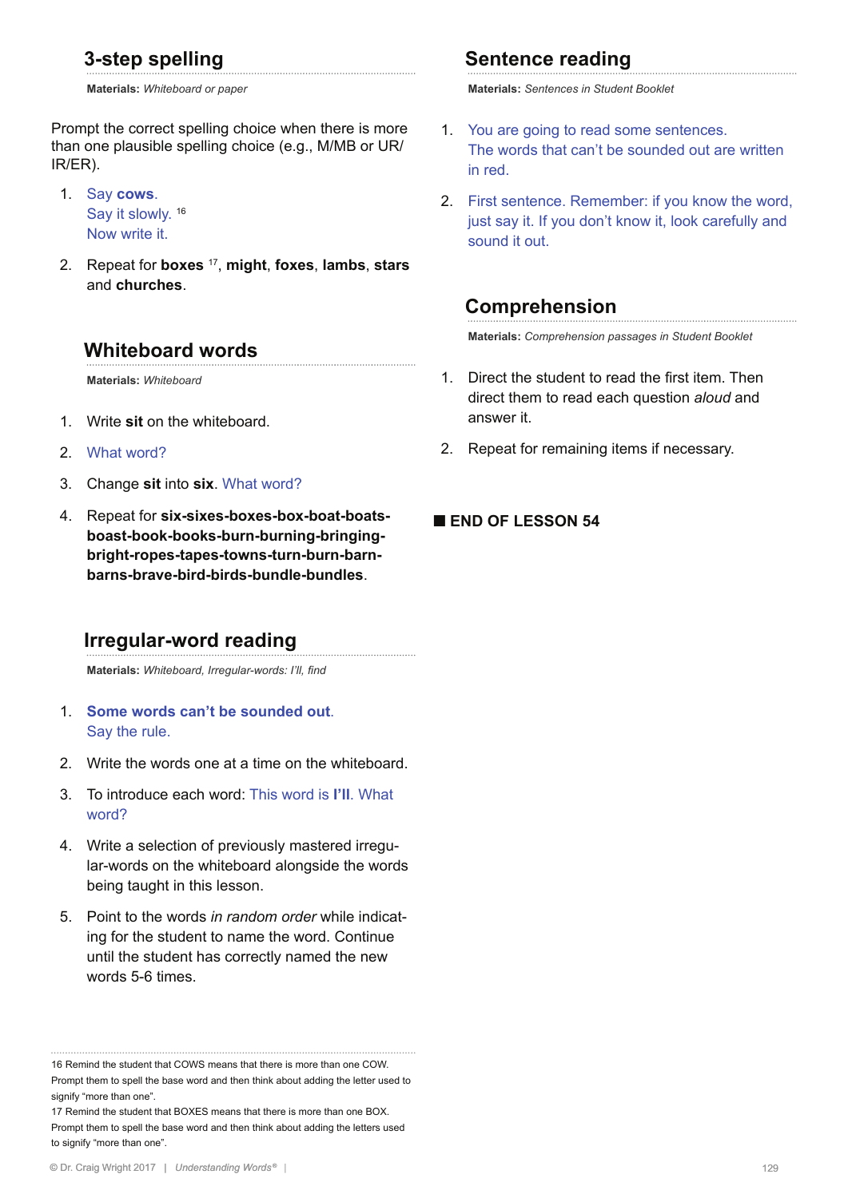## 3-step spelling

**Materials:** *Whiteboard or paper*

Prompt the correct spelling choice when there is more than one plausible spelling choice (e.g., M/MB or UR/IR/ER).

1. Say **cows**.
   Say it slowly. [16]
   Now write it.

2. Repeat for **boxes** [17], **might**, **foxes**, **lambs**, **stars** and **churches**.

## Whiteboard words

**Materials:** *Whiteboard*

1. Write **sit** on the whiteboard.

2. What word?

3. Change **sit** into **six**. What word?

4. Repeat for **six-sixes-boxes-box-boat-boats-boast-book-books-burn-burning-bringing-bright-ropes-tapes-towns-turn-burn-barn-barns-brave-bird-birds-bundle-bundles**.

## Irregular-word reading

**Materials:** *Whiteboard, Irregular-words: I'll, find*

1. **Some words can't be sounded out**.
   Say the rule.

2. Write the words one at a time on the whiteboard.

3. To introduce each word: This word is **I'll**. What word?

4. Write a selection of previously mastered irregular-words on the whiteboard alongside the words being taught in this lesson.

5. Point to the words *in random order* while indicating for the student to name the word. Continue until the student has correctly named the new words 5-6 times.

## Sentence reading

**Materials:** *Sentences in Student Booklet*

1. You are going to read some sentences.
   The words that can't be sounded out are written in red.

2. First sentence. Remember: if you know the word, just say it. If you don't know it, look carefully and sound it out.

## Comprehension

**Materials:** *Comprehension passages in Student Booklet*

1. Direct the student to read the first item. Then direct them to read each question *aloud* and answer it.

2. Repeat for remaining items if necessary.

■ **END OF LESSON 54**

---

16 Remind the student that COWS means that there is more than one COW. Prompt them to spell the base word and then think about adding the letter used to signify "more than one".

17 Remind the student that BOXES means that there is more than one BOX. Prompt them to spell the base word and then think about adding the letters used to signify "more than one".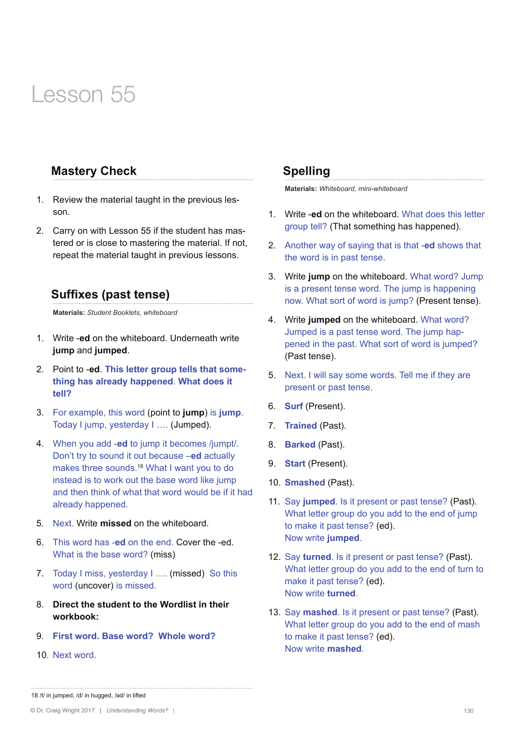# Lesson 55

## Mastery Check

1. Review the material taught in the previous lesson.
2. Carry on with Lesson 55 if the student has mastered or is close to mastering the material. If not, repeat the material taught in previous lessons.

## Suffixes (past tense)

**Materials:** *Student Booklets, whiteboard*

1. Write -**ed** on the whiteboard. Underneath write **jump** and **jumped**.
2. Point to -**ed**. **This letter group tells that something has already happened**. **What does it tell?**
3. For example, this word (point to **jump**) is **jump**. Today I jump, yesterday I …. (Jumped).
4. When you add -**ed** to jump it becomes /jumpt/. Don't try to sound it out because –**ed** actually makes three sounds.[18] What I want you to do instead is to work out the base word like jump and then think of what that word would be if it had already happened.
5. Next. Write **missed** on the whiteboard.
6. This word has -**ed** on the end. Cover the -ed. What is the base word? (miss)
7. Today I miss, yesterday I …. (missed) So this word (uncover) is missed.
8. **Direct the student to the Wordlist in their workbook:**
9. **First word. Base word? Whole word?**
10. Next word.

## Spelling

**Materials:** *Whiteboard, mini-whiteboard*

1. Write -**ed** on the whiteboard. What does this letter group tell? (That something has happened).
2. Another way of saying that is that -**ed** shows that the word is in past tense.
3. Write **jump** on the whiteboard. What word? Jump is a present tense word. The jump is happening now. What sort of word is jump? (Present tense).
4. Write **jumped** on the whiteboard. What word? Jumped is a past tense word. The jump happened in the past. What sort of word is jumped? (Past tense).
5. Next. I will say some words. Tell me if they are present or past tense.
6. **Surf** (Present).
7. **Trained** (Past).
8. **Barked** (Past).
9. **Start** (Present).
10. **Smashed** (Past).
11. Say **jumped**. Is it present or past tense? (Past). What letter group do you add to the end of jump to make it past tense? (ed). Now write **jumped**.
12. Say **turned**. Is it present or past tense? (Past). What letter group do you add to the end of turn to make it past tense? (ed). Now write **turned**.
13. Say **mashed**. Is it present or past tense? (Past). What letter group do you add to the end of mash to make it past tense? (ed). Now write **mashed**.

---

18 /t/ in jumped, /d/ in hugged, /əd/ in lifted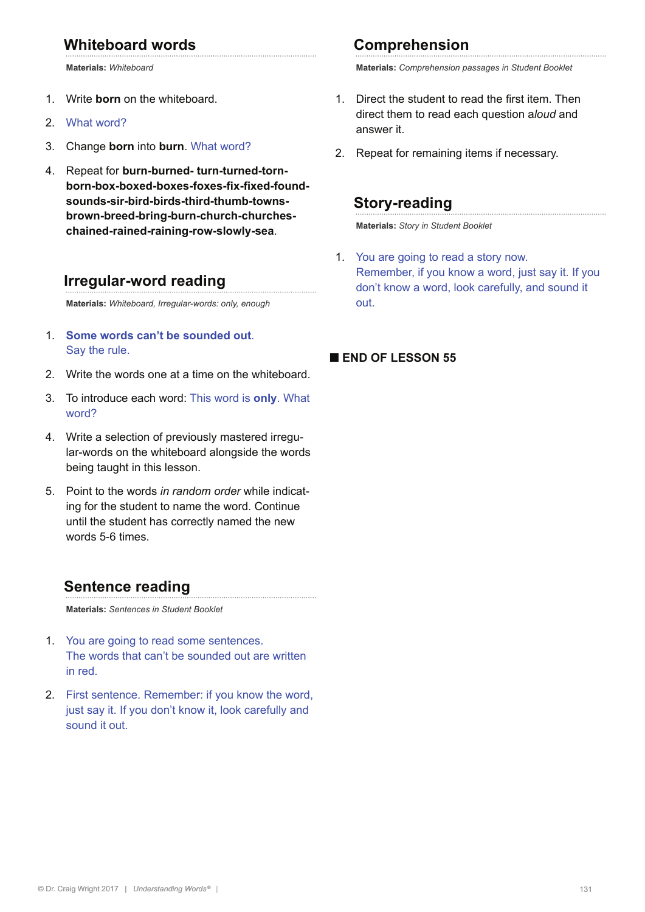## Whiteboard words

**Materials:** *Whiteboard*

1. Write **born** on the whiteboard.
2. What word?
3. Change **born** into **burn**. What word?
4. Repeat for **burn-burned- turn-turned-torn-born-box-boxed-boxes-foxes-fix-fixed-found-sounds-sir-bird-birds-third-thumb-towns-brown-breed-bring-burn-church-churches-chained-rained-raining-row-slowly-sea**.

## Irregular-word reading

**Materials:** *Whiteboard, Irregular-words: only, enough*

1. **Some words can't be sounded out**. Say the rule.
2. Write the words one at a time on the whiteboard.
3. To introduce each word: This word is **only**. What word?
4. Write a selection of previously mastered irregular-words on the whiteboard alongside the words being taught in this lesson.
5. Point to the words *in random order* while indicating for the student to name the word. Continue until the student has correctly named the new words 5-6 times.

## Sentence reading

**Materials:** *Sentences in Student Booklet*

1. You are going to read some sentences. The words that can't be sounded out are written in red.
2. First sentence. Remember: if you know the word, just say it. If you don't know it, look carefully and sound it out.

## Comprehension

**Materials:** *Comprehension passages in Student Booklet*

1. Direct the student to read the first item. Then direct them to read each question *aloud* and answer it.
2. Repeat for remaining items if necessary.

## Story-reading

**Materials:** *Story in Student Booklet*

1. You are going to read a story now. Remember, if you know a word, just say it. If you don't know a word, look carefully, and sound it out.

■ **END OF LESSON 55**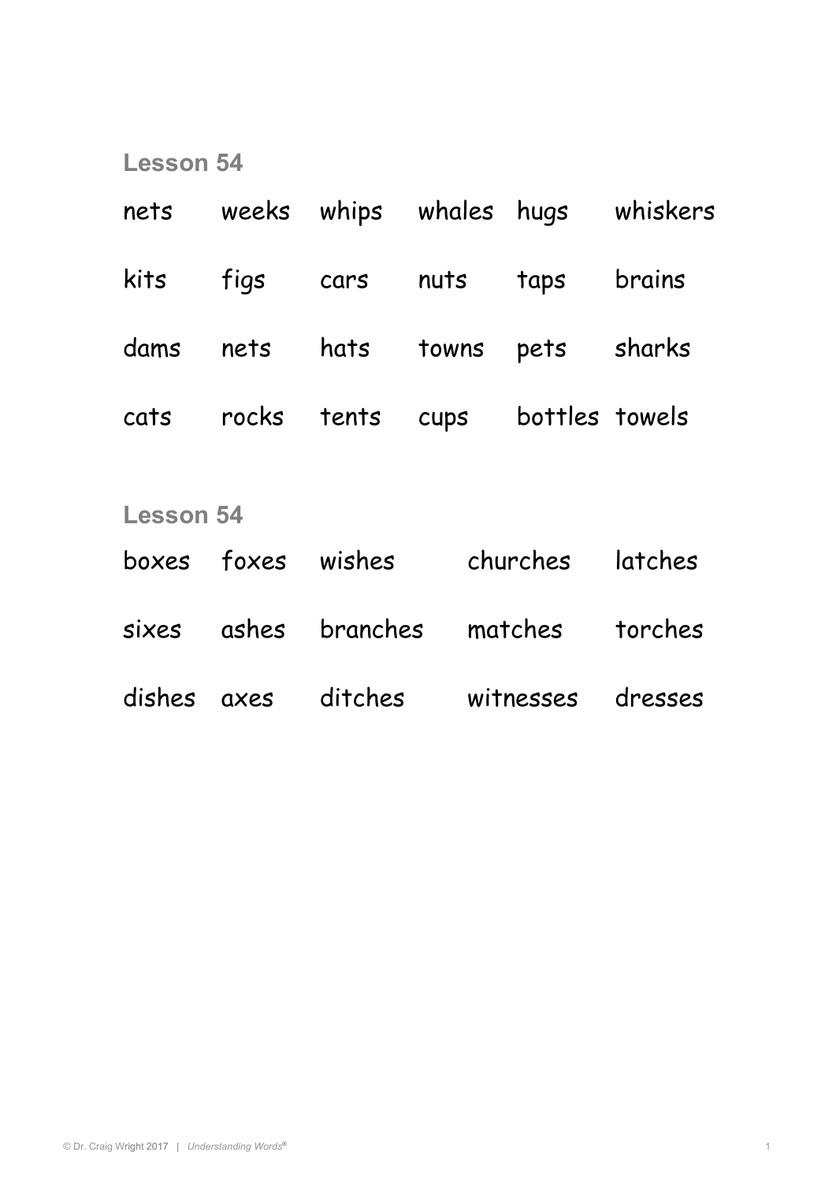## Lesson 54

| | | | | | |
|---|---|---|---|---|---|
| nets | weeks | whips | whales | hugs | whiskers |
| kits | figs | cars | nuts | taps | brains |
| dams | nets | hats | towns | pets | sharks |
| cats | rocks | tents | cups | bottles | towels |

## Lesson 54

| | | | | |
|---|---|---|---|---|
| boxes | foxes | wishes | churches | latches |
| sixes | ashes | branches | matches | torches |
| dishes | axes | ditches | witnesses | dresses |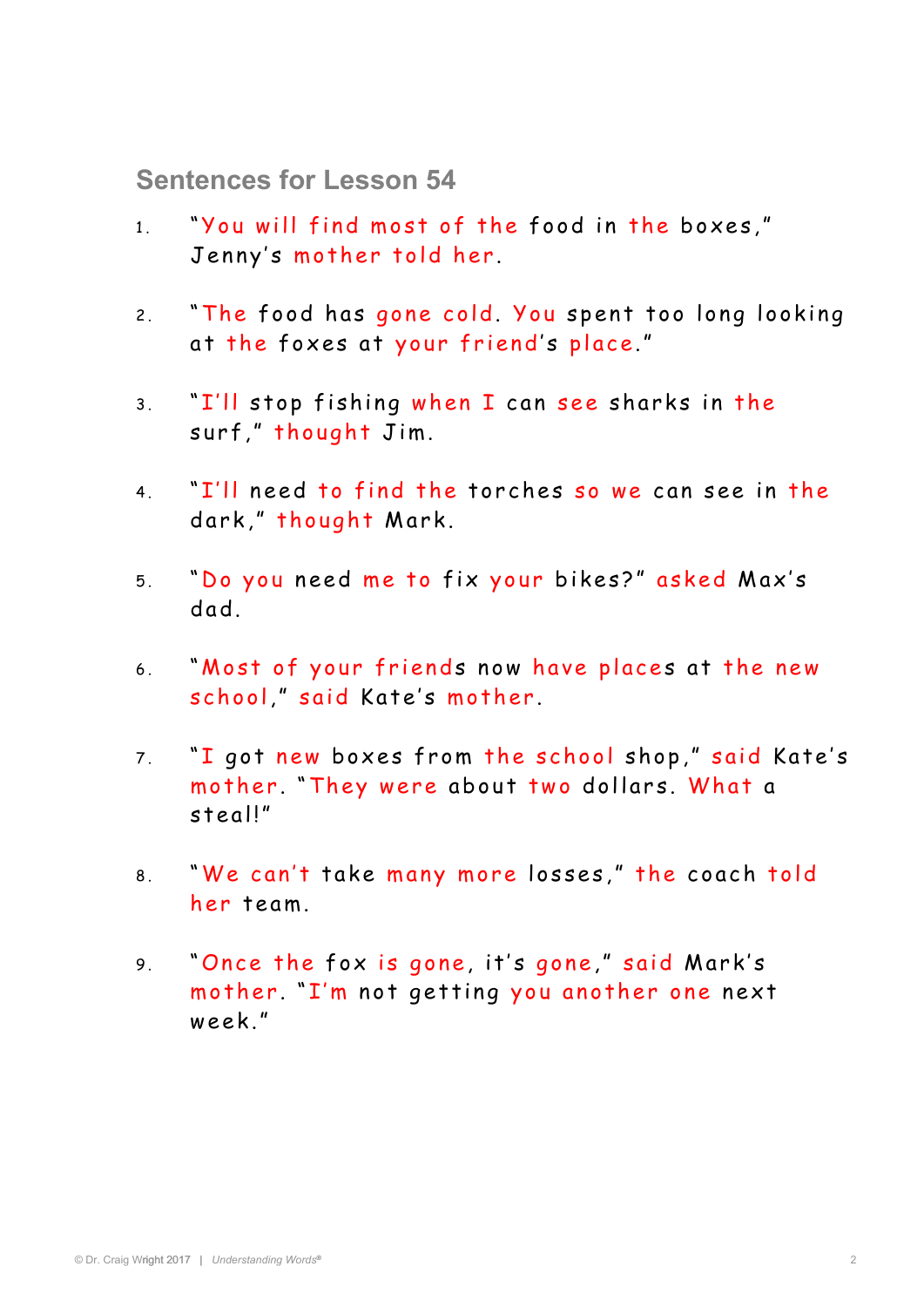## Sentences for Lesson 54

1. "You will find most of the food in the boxes," Jenny's mother told her.

2. "The food has gone cold. You spent too long looking at the foxes at your friend's place."

3. "I'll stop fishing when I can see sharks in the surf," thought Jim.

4. "I'll need to find the torches so we can see in the dark," thought Mark.

5. "Do you need me to fix your bikes?" asked Max's dad.

6. "Most of your friends now have places at the new school," said Kate's mother.

7. "I got new boxes from the school shop," said Kate's mother. "They were about two dollars. What a steal!"

8. "We can't take many more losses," the coach told her team.

9. "Once the fox is gone, it's gone," said Mark's mother. "I'm not getting you another one next week."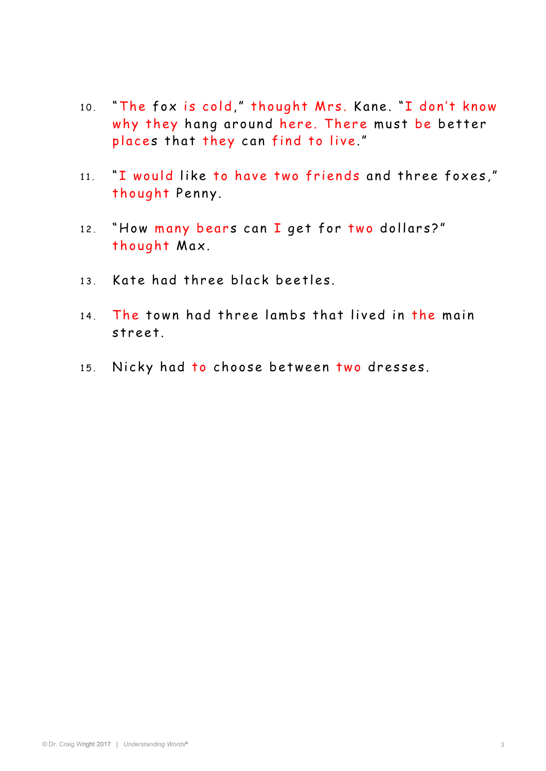10. "The fox is cold," thought Mrs. Kane. "I don't know why they hang around here. There must be better places that they can find to live."

11. "I would like to have two friends and three foxes," thought Penny.

12. "How many bears can I get for two dollars?" thought Max.

13. Kate had three black beetles.

14. The town had three lambs that lived in the main street.

15. Nicky had to choose between two dresses.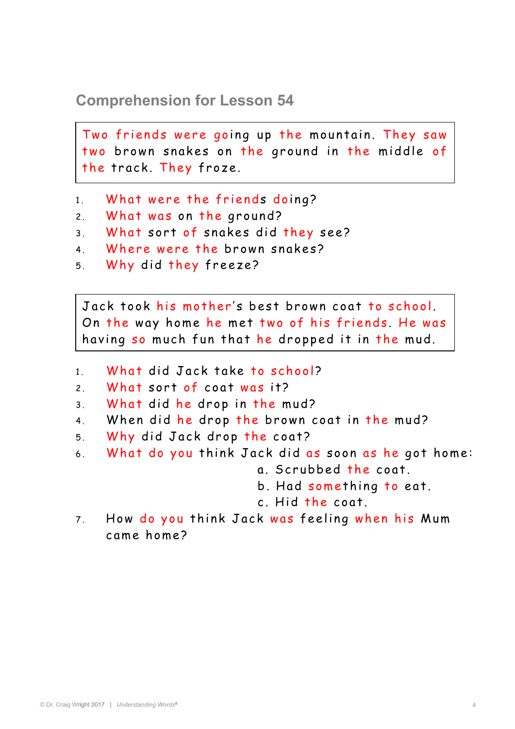## Comprehension for Lesson 54

> Two friends were going up the mountain. They saw two brown snakes on the ground in the middle of the track. They froze.

1. What were the friends doing?
2. What was on the ground?
3. What sort of snakes did they see?
4. Where were the brown snakes?
5. Why did they freeze?

> Jack took his mother's best brown coat to school. On the way home he met two of his friends. He was having so much fun that he dropped it in the mud.

1. What did Jack take to school?
2. What sort of coat was it?
3. What did he drop in the mud?
4. When did he drop the brown coat in the mud?
5. Why did Jack drop the coat?
6. What do you think Jack did as soon as he got home:
   a. Scrubbed the coat.
   b. Had something to eat.
   c. Hid the coat.
7. How do you think Jack was feeling when his Mum came home?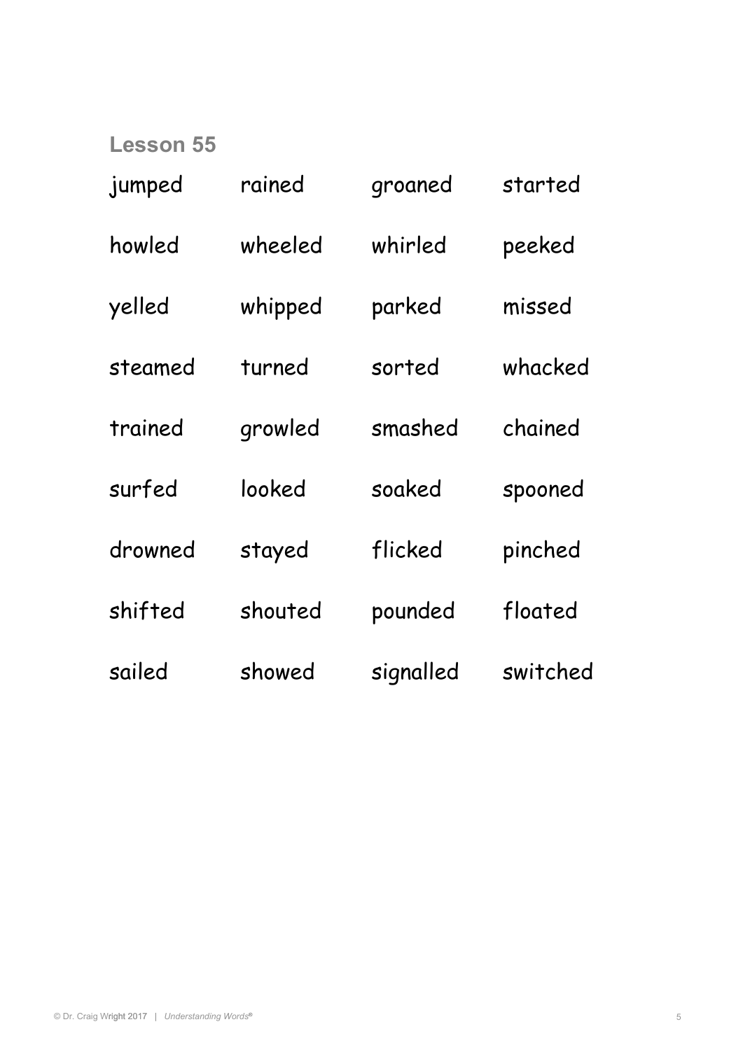## Lesson 55

| | | | |
|---|---|---|---|
| jumped | rained | groaned | started |
| howled | wheeled | whirled | peeked |
| yelled | whipped | parked | missed |
| steamed | turned | sorted | whacked |
| trained | growled | smashed | chained |
| surfed | looked | soaked | spooned |
| drowned | stayed | flicked | pinched |
| shifted | shouted | pounded | floated |
| sailed | showed | signalled | switched |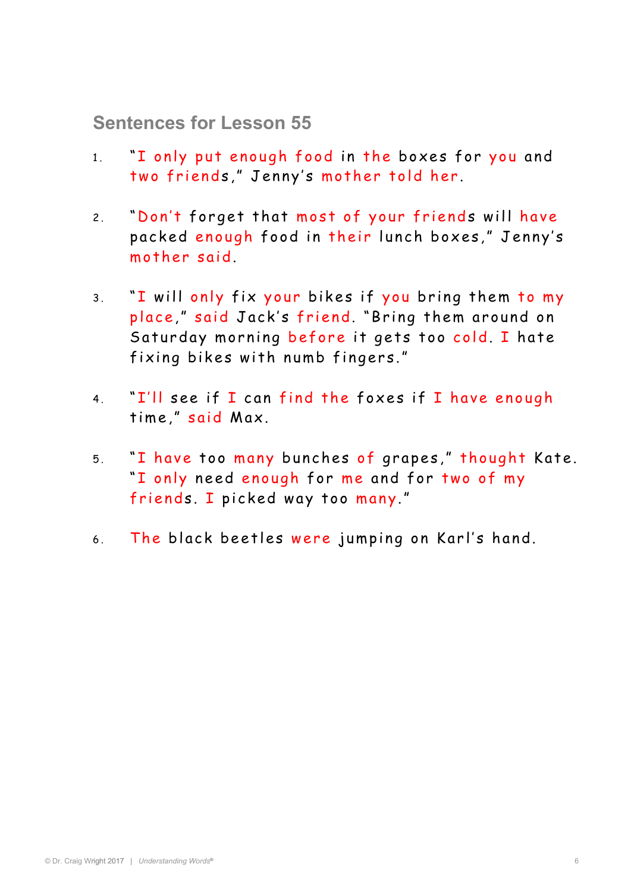## Sentences for Lesson 55

1. "I only put enough food in the boxes for you and two friends," Jenny's mother told her.

2. "Don't forget that most of your friends will have packed enough food in their lunch boxes," Jenny's mother said.

3. "I will only fix your bikes if you bring them to my place," said Jack's friend. "Bring them around on Saturday morning before it gets too cold. I hate fixing bikes with numb fingers."

4. "I'll see if I can find the foxes if I have enough time," said Max.

5. "I have too many bunches of grapes," thought Kate. "I only need enough for me and for two of my friends. I picked way too many."

6. The black beetles were jumping on Karl's hand.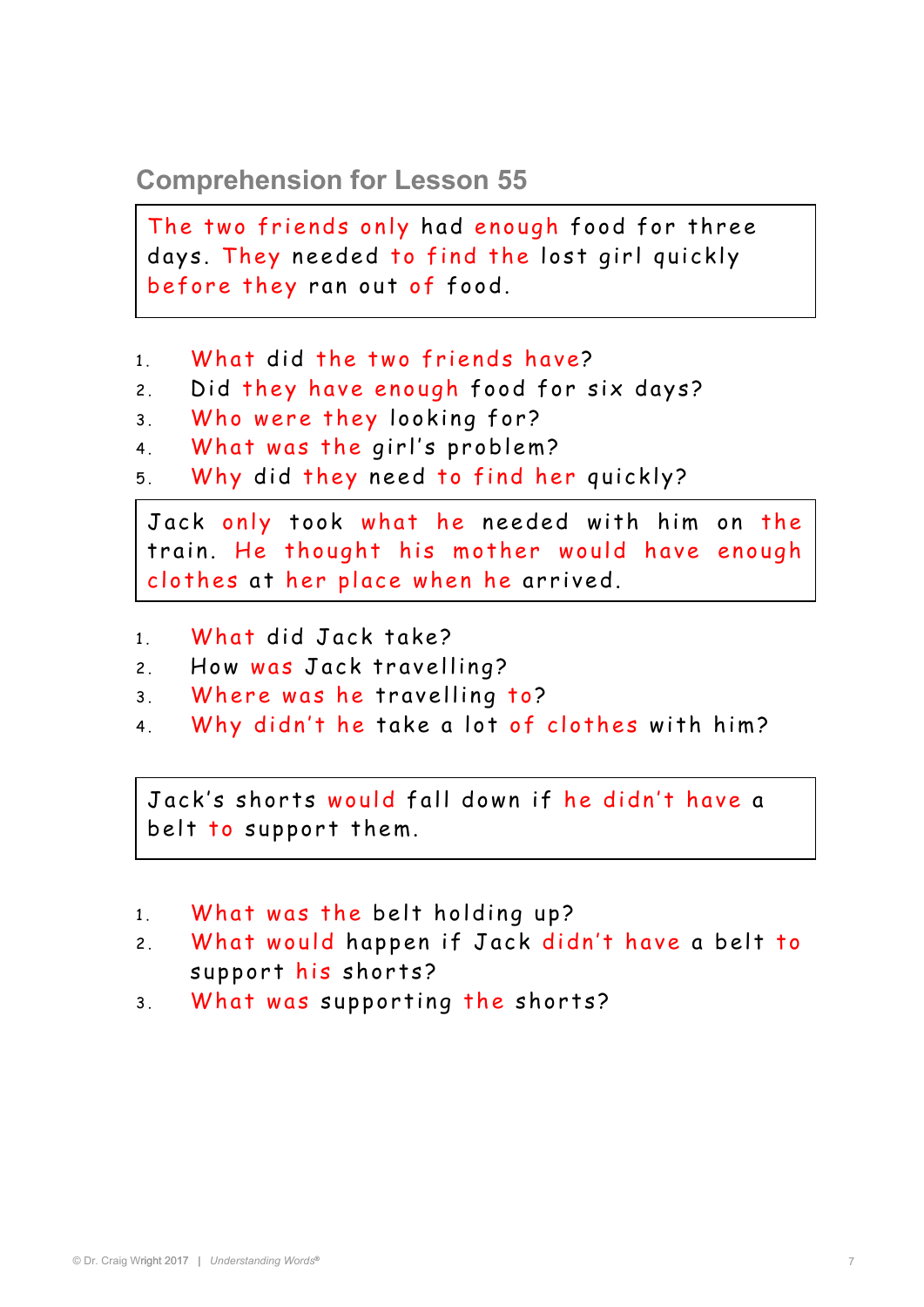## Comprehension for Lesson 55

The two friends only had enough food for three days. They needed to find the lost girl quickly before they ran out of food.

1. What did the two friends have?
2. Did they have enough food for six days?
3. Who were they looking for?
4. What was the girl's problem?
5. Why did they need to find her quickly?

Jack only took what he needed with him on the train. He thought his mother would have enough clothes at her place when he arrived.

1. What did Jack take?
2. How was Jack travelling?
3. Where was he travelling to?
4. Why didn't he take a lot of clothes with him?

Jack's shorts would fall down if he didn't have a belt to support them.

1. What was the belt holding up?
2. What would happen if Jack didn't have a belt to support his shorts?
3. What was supporting the shorts?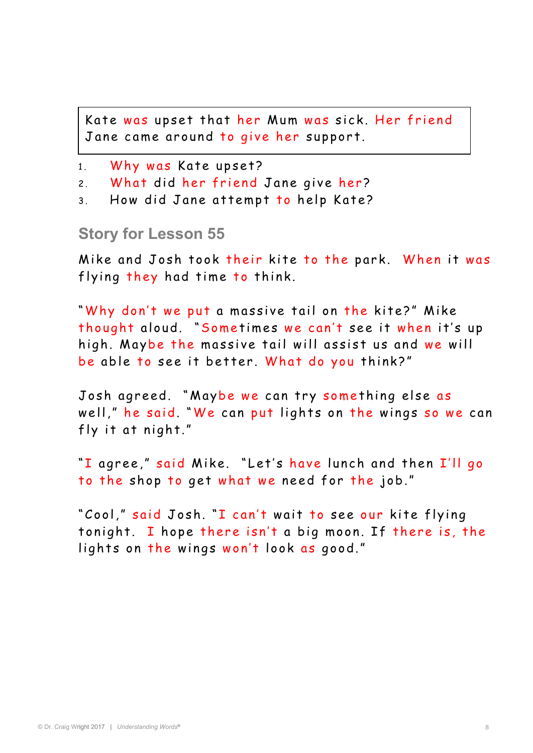| |
|---|
| Kate was upset that her Mum was sick. Her friend Jane came around to give her support. |

1. Why was Kate upset?
2. What did her friend Jane give her?
3. How did Jane attempt to help Kate?

## Story for Lesson 55

Mike and Josh took their kite to the park. When it was flying they had time to think.

"Why don't we put a massive tail on the kite?" Mike thought aloud. "Sometimes we can't see it when it's up high. Maybe the massive tail will assist us and we will be able to see it better. What do you think?"

Josh agreed. "Maybe we can try something else as well," he said. "We can put lights on the wings so we can fly it at night."

"I agree," said Mike. "Let's have lunch and then I'll go to the shop to get what we need for the job."

"Cool," said Josh. "I can't wait to see our kite flying tonight. I hope there isn't a big moon. If there is, the lights on the wings won't look as good."